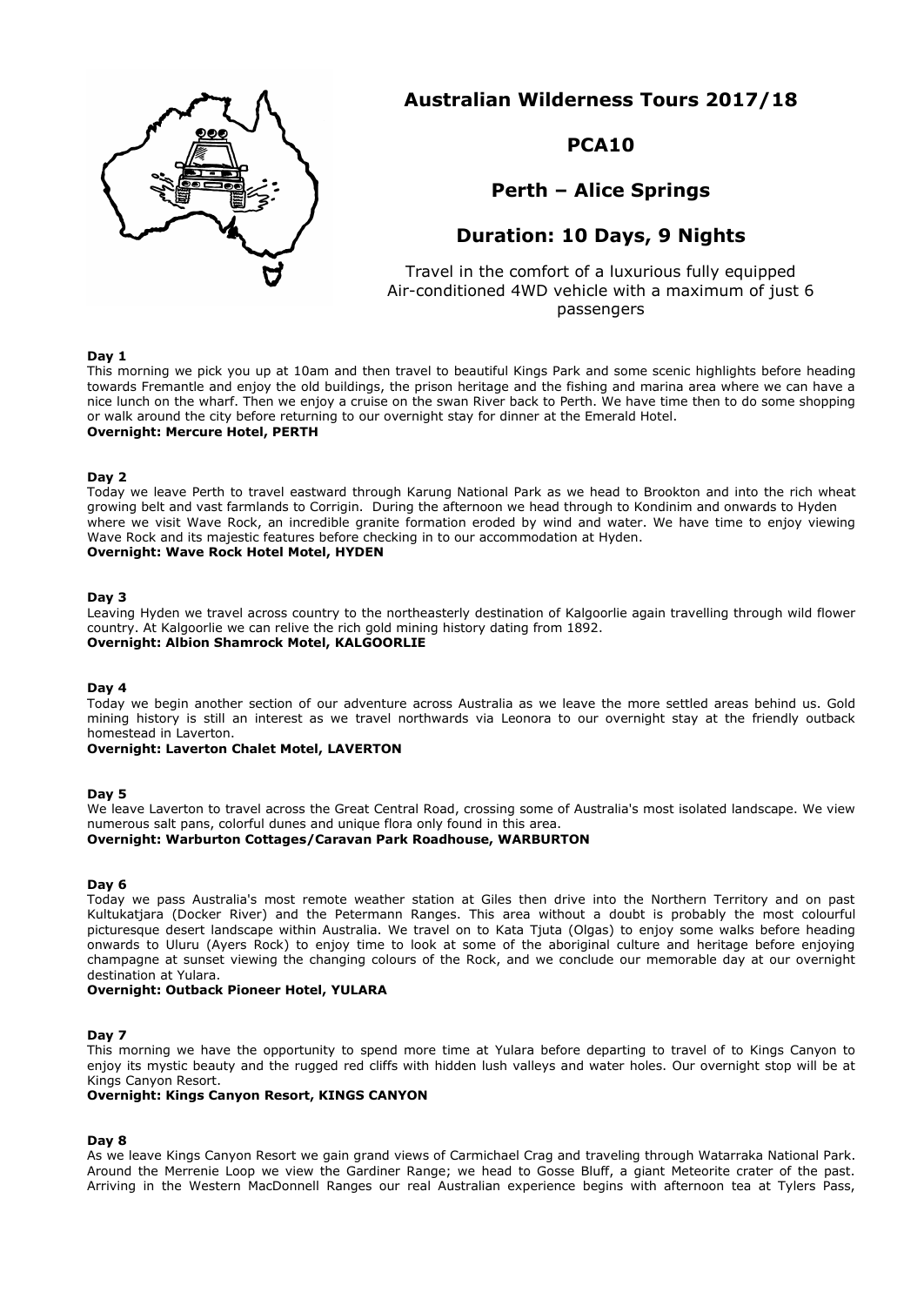# Australian Wilderness Tours 2017/18

## PCA10

## Perth – Alice Springs

## Duration: 10 Days, 9 Nights

Travel in the comfort of a luxurious fully equipped Air-conditioned 4WD vehicle with a maximum of just 6 passengers

**Day 1**

This morning we pick you up at 10am and then travel to beautiful Kings Park and some scenic highlights before heading towards Fremantle and enjoy the old buildings, the prison heritage and the fishing and marina area where we can have a nice lunch on the wharf. Then we enjoy a cruise on the swan River back to Perth. We have time then to do some shopping or walk around the city before returning to our overnight stay for dinner at the Emerald Hotel.

**Overnight: Mercure Hotel, PERTH**

**Day 2**

Today we leave Perth to travel eastward through Karung National Park as we head to Brookton and into the rich wheat growing belt and vast farmlands to Corrigin. During the afternoon we head through to Kondinim and onwards to Hyden where we visit Wave Rock, an incredible granite formation eroded by wind and water. We have time to enjoy viewing Wave Rock and its majestic features before checking in to our accommodation at Hyden.

**Overnight: Wave Rock Hotel Motel, HYDEN**

**Day 3**

Leaving Hyden we travel across country to the northeasterly destination of Kalgoorlie again travelling through wild flower country. At Kalgoorlie we can relive the rich gold mining history dating from 1892.

**Overnight: Albion Shamrock Motel, KALGOORLIE**

**Day 4**

Today we begin another section of our adventure across Australia as we leave the more settled areas behind us. Gold mining history is still an interest as we travel northwards via Leonora to our overnight stay at the friendly outback homestead in Laverton.

**Overnight: Laverton Chalet Motel, LAVERTON**

**Day 5**

We leave Laverton to travel across the Great Central Road, crossing some of Australia's most isolated landscape. We view numerous salt pans, colorful dunes and unique flora only found in this area.

**Overnight: Warburton Cottages/Caravan Park Roadhouse, WARBURTON**

**Day 6**

Today we pass Australia's most remote weather station at Giles then drive into the Northern Territory and on past Kultukatjara (Docker River) and the Petermann Ranges. This area without a doubt is probably the most colourful picturesque desert landscape within Australia. We travel on to Kata Tjuta (Olgas) to enjoy some walks before heading onwards to Uluru (Ayers Rock) to enjoy time to look at some of the aboriginal culture and heritage before enjoying champagne at sunset viewing the changing colours of the Rock, and we conclude our memorable day at our overnight destination at Yulara.

**Overnight: Outback Pioneer Hotel, YULARA**

**Day 7**

This morning we have the opportunity to spend more time at Yulara before departing to travel of to Kings Canyon to enjoy its mystic beauty and the rugged red cliffs with hidden lush valleys and water holes. Our overnight stop will be at Kings Canyon Resort.

**Overnight: Kings Canyon Resort, KINGS CANYON**

**Day 8**

As we leave Kings Canyon Resort we gain grand views of Carmichael Crag and traveling through Watarraka National Park. Around the Merrenie Loop we view the Gardiner Range; we head to Gosse Bluff, a giant Meteorite crater of the past. Arriving in the Western MacDonnell Ranges our real Australian experience begins with afternoon tea at Tylers Pass,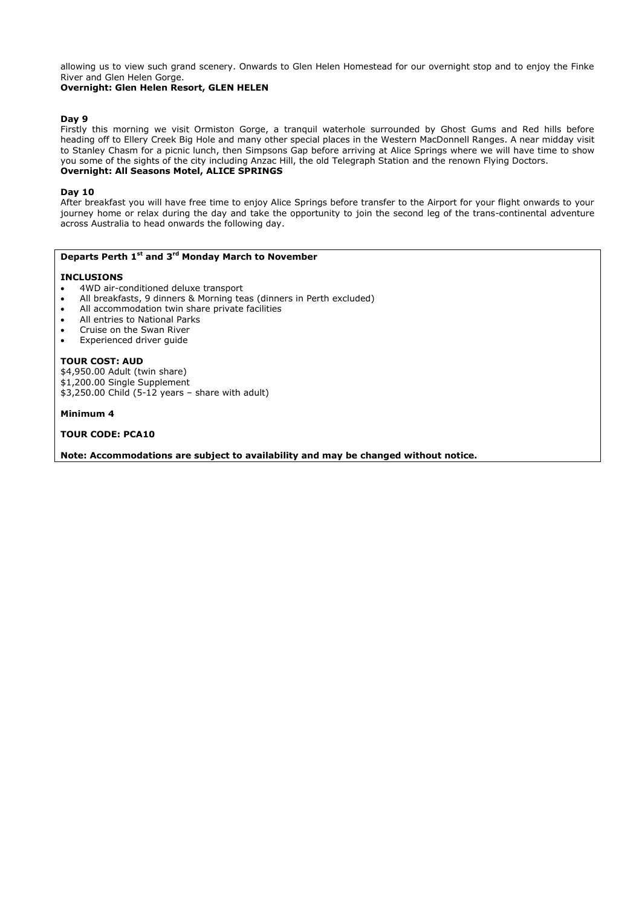allowing us to view such grand scenery. Onwards to Glen Helen Homestead for our overnight stop and to enjoy the Finke River and Glen Helen Gorge.
**Overnight: Glen Helen Resort, GLEN HELEN**

**Day 9**
Firstly this morning we visit Ormiston Gorge, a tranquil waterhole surrounded by Ghost Gums and Red hills before heading off to Ellery Creek Big Hole and many other special places in the Western MacDonnell Ranges. A near midday visit to Stanley Chasm for a picnic lunch, then Simpsons Gap before arriving at Alice Springs where we will have time to show you some of the sights of the city including Anzac Hill, the old Telegraph Station and the renown Flying Doctors.
**Overnight: All Seasons Motel, ALICE SPRINGS**

**Day 10**
After breakfast you will have free time to enjoy Alice Springs before transfer to the Airport for your flight onwards to your journey home or relax during the day and take the opportunity to join the second leg of the trans-continental adventure across Australia to head onwards the following day.

**Departs Perth 1st and 3rd Monday March to November**

**INCLUSIONS**
- 4WD air-conditioned deluxe transport
- All breakfasts, 9 dinners & Morning teas (dinners in Perth excluded)
- All accommodation twin share private facilities
- All entries to National Parks
- Cruise on the Swan River
- Experienced driver guide

**TOUR COST: AUD**
$4,950.00 Adult (twin share)
$1,200.00 Single Supplement
$3,250.00 Child (5-12 years – share with adult)

**Minimum 4**

**TOUR CODE: PCA10**

**Note: Accommodations are subject to availability and may be changed without notice.**